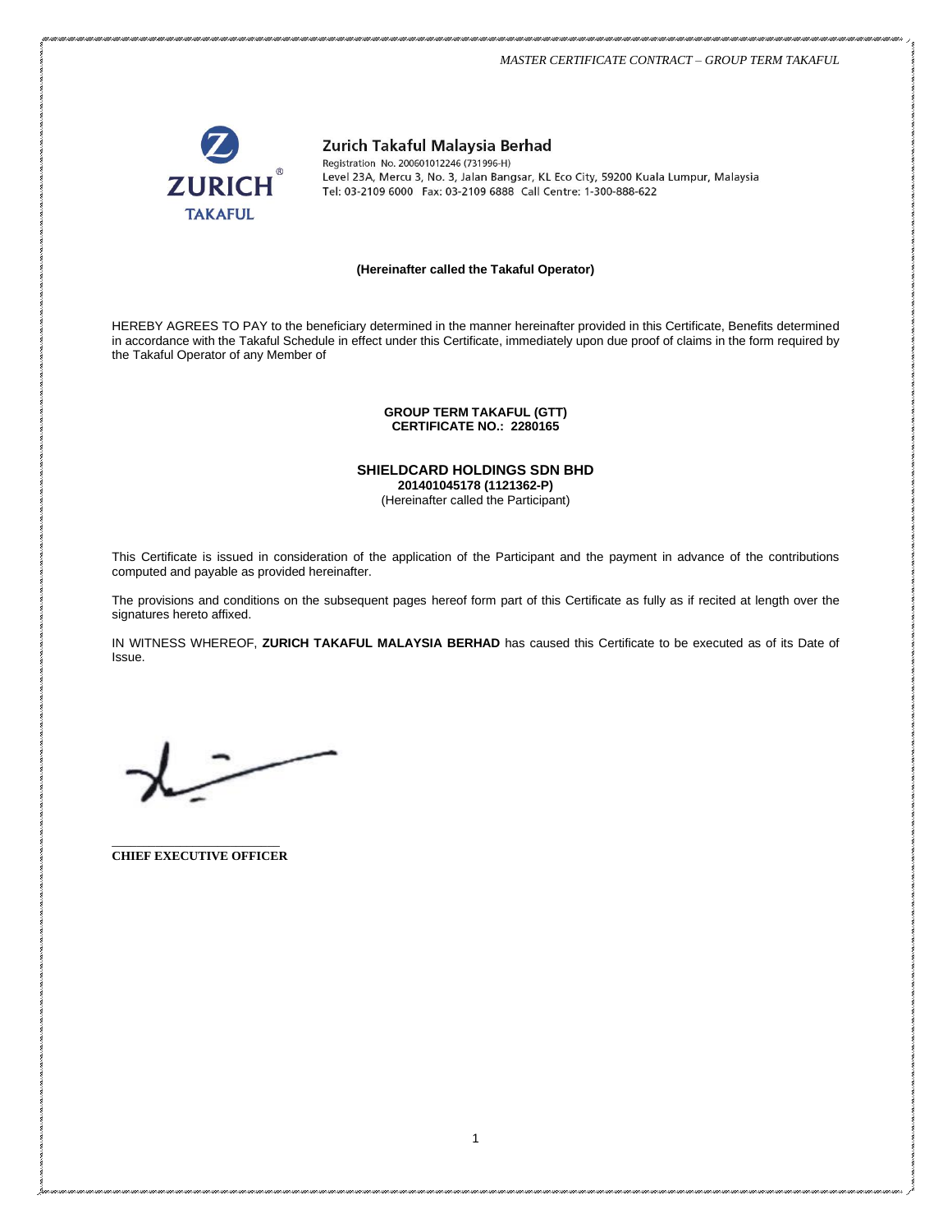**Zurich Takaful Malaysia Berhad**

Registration No. 200601012246 (731996-H)
Level 23A, Mercu 3, No. 3, Jalan Bangsar, KL Eco City, 59200 Kuala Lumpur, Malaysia
Tel: 03-2109 6000 Fax: 03-2109 6888 Call Centre: 1-300-888-622

**(Hereinafter called the Takaful Operator)**

HEREBY AGREES TO PAY to the beneficiary determined in the manner hereinafter provided in this Certificate, Benefits determined in accordance with the Takaful Schedule in effect under this Certificate, immediately upon due proof of claims in the form required by the Takaful Operator of any Member of

**GROUP TERM TAKAFUL (GTT)**
**CERTIFICATE NO.: 2280165**

**SHIELDCARD HOLDINGS SDN BHD**
**201401045178 (1121362-P)**
(Hereinafter called the Participant)

This Certificate is issued in consideration of the application of the Participant and the payment in advance of the contributions computed and payable as provided hereinafter.

The provisions and conditions on the subsequent pages hereof form part of this Certificate as fully as if recited at length over the signatures hereto affixed.

IN WITNESS WHEREOF, **ZURICH TAKAFUL MALAYSIA BERHAD** has caused this Certificate to be executed as of its Date of Issue.

**CHIEF EXECUTIVE OFFICER**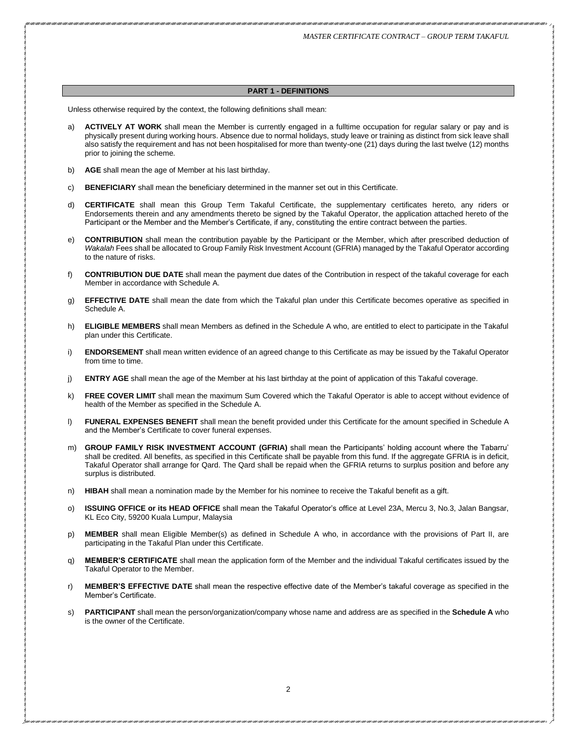## PART 1 - DEFINITIONS

Unless otherwise required by the context, the following definitions shall mean:

a) **ACTIVELY AT WORK** shall mean the Member is currently engaged in a fulltime occupation for regular salary or pay and is physically present during working hours. Absence due to normal holidays, study leave or training as distinct from sick leave shall also satisfy the requirement and has not been hospitalised for more than twenty-one (21) days during the last twelve (12) months prior to joining the scheme.

b) **AGE** shall mean the age of Member at his last birthday.

c) **BENEFICIARY** shall mean the beneficiary determined in the manner set out in this Certificate.

d) **CERTIFICATE** shall mean this Group Term Takaful Certificate, the supplementary certificates hereto, any riders or Endorsements therein and any amendments thereto be signed by the Takaful Operator, the application attached hereto of the Participant or the Member and the Member's Certificate, if any, constituting the entire contract between the parties.

e) **CONTRIBUTION** shall mean the contribution payable by the Participant or the Member, which after prescribed deduction of *Wakalah* Fees shall be allocated to Group Family Risk Investment Account (GFRIA) managed by the Takaful Operator according to the nature of risks.

f) **CONTRIBUTION DUE DATE** shall mean the payment due dates of the Contribution in respect of the takaful coverage for each Member in accordance with Schedule A.

g) **EFFECTIVE DATE** shall mean the date from which the Takaful plan under this Certificate becomes operative as specified in Schedule A.

h) **ELIGIBLE MEMBERS** shall mean Members as defined in the Schedule A who, are entitled to elect to participate in the Takaful plan under this Certificate.

i) **ENDORSEMENT** shall mean written evidence of an agreed change to this Certificate as may be issued by the Takaful Operator from time to time.

j) **ENTRY AGE** shall mean the age of the Member at his last birthday at the point of application of this Takaful coverage.

k) **FREE COVER LIMIT** shall mean the maximum Sum Covered which the Takaful Operator is able to accept without evidence of health of the Member as specified in the Schedule A.

l) **FUNERAL EXPENSES BENEFIT** shall mean the benefit provided under this Certificate for the amount specified in Schedule A and the Member's Certificate to cover funeral expenses.

m) **GROUP FAMILY RISK INVESTMENT ACCOUNT (GFRIA)** shall mean the Participants' holding account where the Tabarru' shall be credited. All benefits, as specified in this Certificate shall be payable from this fund. If the aggregate GFRIA is in deficit, Takaful Operator shall arrange for Qard. The Qard shall be repaid when the GFRIA returns to surplus position and before any surplus is distributed.

n) **HIBAH** shall mean a nomination made by the Member for his nominee to receive the Takaful benefit as a gift.

o) **ISSUING OFFICE or its HEAD OFFICE** shall mean the Takaful Operator's office at Level 23A, Mercu 3, No.3, Jalan Bangsar, KL Eco City, 59200 Kuala Lumpur, Malaysia

p) **MEMBER** shall mean Eligible Member(s) as defined in Schedule A who, in accordance with the provisions of Part II, are participating in the Takaful Plan under this Certificate.

q) **MEMBER'S CERTIFICATE** shall mean the application form of the Member and the individual Takaful certificates issued by the Takaful Operator to the Member.

r) **MEMBER'S EFFECTIVE DATE** shall mean the respective effective date of the Member's takaful coverage as specified in the Member's Certificate.

s) **PARTICIPANT** shall mean the person/organization/company whose name and address are as specified in the **Schedule A** who is the owner of the Certificate.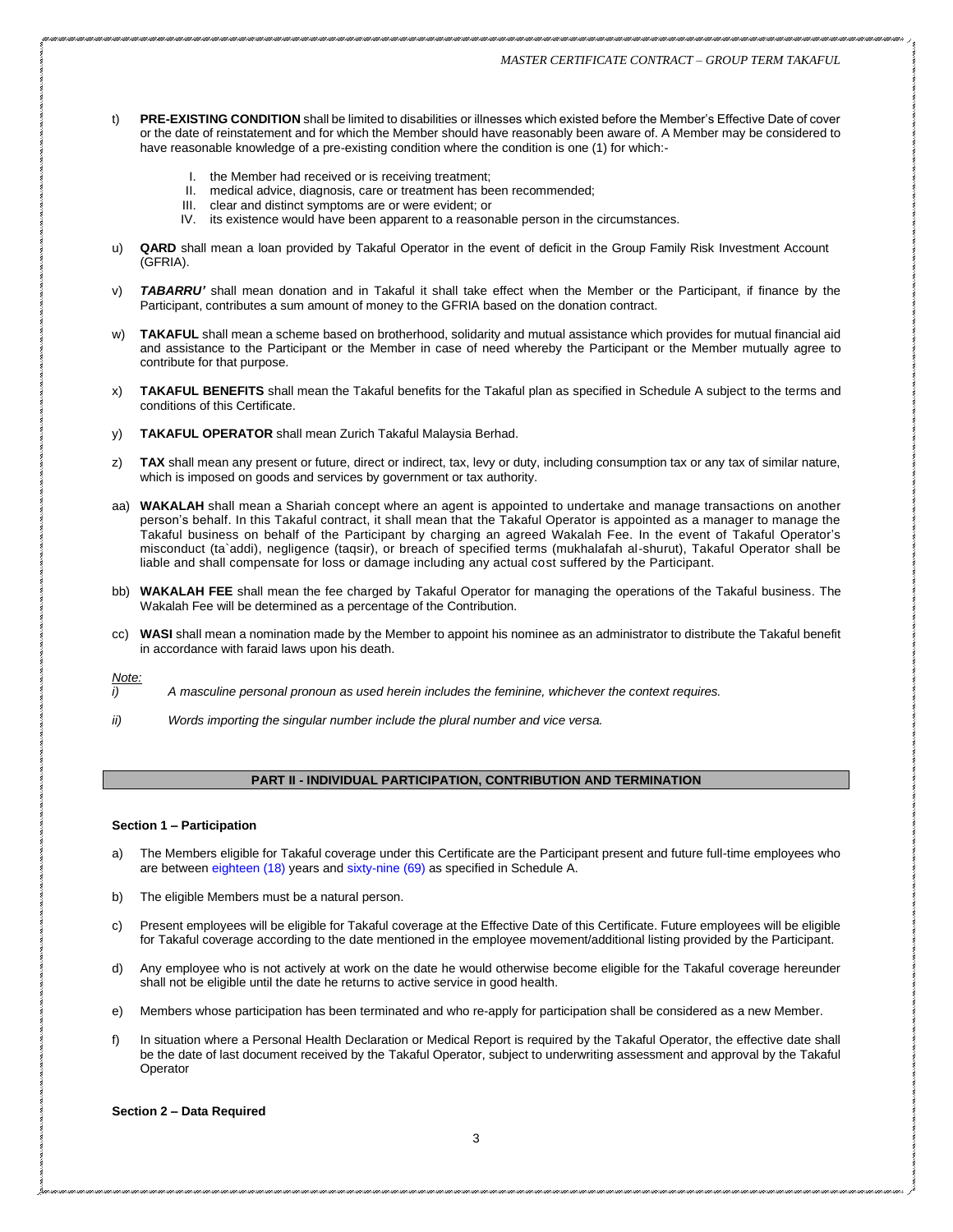t) **PRE-EXISTING CONDITION** shall be limited to disabilities or illnesses which existed before the Member's Effective Date of cover or the date of reinstatement and for which the Member should have reasonably been aware of. A Member may be considered to have reasonable knowledge of a pre-existing condition where the condition is one (1) for which:-

   I. the Member had received or is receiving treatment;
   II. medical advice, diagnosis, care or treatment has been recommended;
   III. clear and distinct symptoms are or were evident; or
   IV. its existence would have been apparent to a reasonable person in the circumstances.

u) **QARD** shall mean a loan provided by Takaful Operator in the event of deficit in the Group Family Risk Investment Account (GFRIA).

v) ***TABARRU'*** shall mean donation and in Takaful it shall take effect when the Member or the Participant, if finance by the Participant, contributes a sum amount of money to the GFRIA based on the donation contract.

w) **TAKAFUL** shall mean a scheme based on brotherhood, solidarity and mutual assistance which provides for mutual financial aid and assistance to the Participant or the Member in case of need whereby the Participant or the Member mutually agree to contribute for that purpose.

x) **TAKAFUL BENEFITS** shall mean the Takaful benefits for the Takaful plan as specified in Schedule A subject to the terms and conditions of this Certificate.

y) **TAKAFUL OPERATOR** shall mean Zurich Takaful Malaysia Berhad.

z) **TAX** shall mean any present or future, direct or indirect, tax, levy or duty, including consumption tax or any tax of similar nature, which is imposed on goods and services by government or tax authority.

aa) **WAKALAH** shall mean a Shariah concept where an agent is appointed to undertake and manage transactions on another person's behalf. In this Takaful contract, it shall mean that the Takaful Operator is appointed as a manager to manage the Takaful business on behalf of the Participant by charging an agreed Wakalah Fee. In the event of Takaful Operator's misconduct (ta`addi), negligence (taqsir), or breach of specified terms (mukhalafah al-shurut), Takaful Operator shall be liable and shall compensate for loss or damage including any actual cost suffered by the Participant.

bb) **WAKALAH FEE** shall mean the fee charged by Takaful Operator for managing the operations of the Takaful business. The Wakalah Fee will be determined as a percentage of the Contribution.

cc) **WASI** shall mean a nomination made by the Member to appoint his nominee as an administrator to distribute the Takaful benefit in accordance with faraid laws upon his death.

*Note:*

*i) A masculine personal pronoun as used herein includes the feminine, whichever the context requires.*

*ii) Words importing the singular number include the plural number and vice versa.*

## PART II - INDIVIDUAL PARTICIPATION, CONTRIBUTION AND TERMINATION

### Section 1 – Participation

a) The Members eligible for Takaful coverage under this Certificate are the Participant present and future full-time employees who are between eighteen (18) years and sixty-nine (69) as specified in Schedule A.

b) The eligible Members must be a natural person.

c) Present employees will be eligible for Takaful coverage at the Effective Date of this Certificate. Future employees will be eligible for Takaful coverage according to the date mentioned in the employee movement/additional listing provided by the Participant.

d) Any employee who is not actively at work on the date he would otherwise become eligible for the Takaful coverage hereunder shall not be eligible until the date he returns to active service in good health.

e) Members whose participation has been terminated and who re-apply for participation shall be considered as a new Member.

f) In situation where a Personal Health Declaration or Medical Report is required by the Takaful Operator, the effective date shall be the date of last document received by the Takaful Operator, subject to underwriting assessment and approval by the Takaful Operator

### Section 2 – Data Required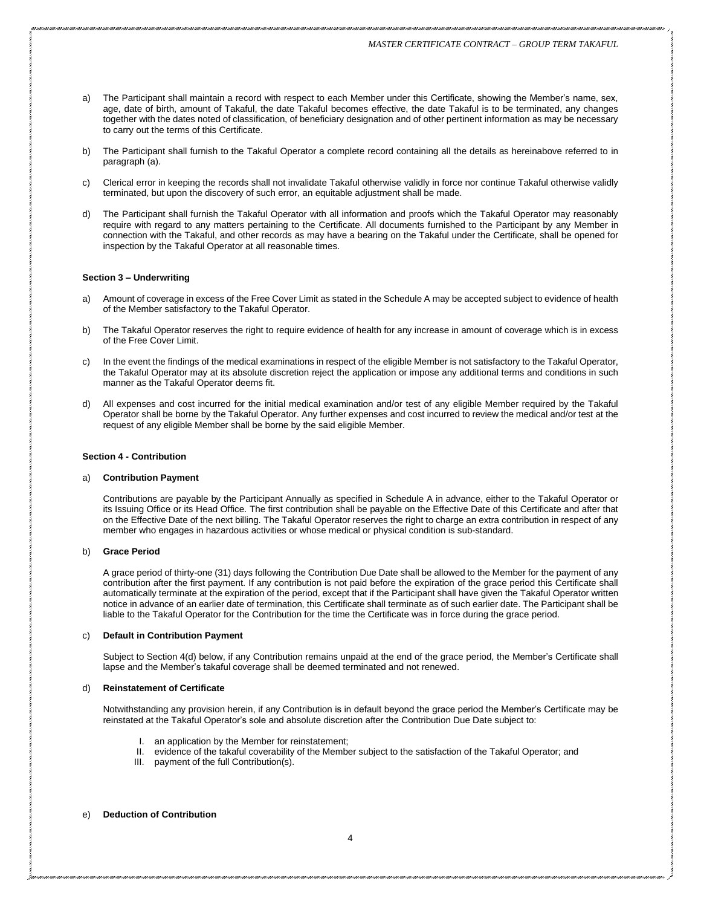a) The Participant shall maintain a record with respect to each Member under this Certificate, showing the Member's name, sex, age, date of birth, amount of Takaful, the date Takaful becomes effective, the date Takaful is to be terminated, any changes together with the dates noted of classification, of beneficiary designation and of other pertinent information as may be necessary to carry out the terms of this Certificate.

b) The Participant shall furnish to the Takaful Operator a complete record containing all the details as hereinabove referred to in paragraph (a).

c) Clerical error in keeping the records shall not invalidate Takaful otherwise validly in force nor continue Takaful otherwise validly terminated, but upon the discovery of such error, an equitable adjustment shall be made.

d) The Participant shall furnish the Takaful Operator with all information and proofs which the Takaful Operator may reasonably require with regard to any matters pertaining to the Certificate. All documents furnished to the Participant by any Member in connection with the Takaful, and other records as may have a bearing on the Takaful under the Certificate, shall be opened for inspection by the Takaful Operator at all reasonable times.

**Section 3 – Underwriting**

a) Amount of coverage in excess of the Free Cover Limit as stated in the Schedule A may be accepted subject to evidence of health of the Member satisfactory to the Takaful Operator.

b) The Takaful Operator reserves the right to require evidence of health for any increase in amount of coverage which is in excess of the Free Cover Limit.

c) In the event the findings of the medical examinations in respect of the eligible Member is not satisfactory to the Takaful Operator, the Takaful Operator may at its absolute discretion reject the application or impose any additional terms and conditions in such manner as the Takaful Operator deems fit.

d) All expenses and cost incurred for the initial medical examination and/or test of any eligible Member required by the Takaful Operator shall be borne by the Takaful Operator. Any further expenses and cost incurred to review the medical and/or test at the request of any eligible Member shall be borne by the said eligible Member.

**Section 4 - Contribution**

a) **Contribution Payment**

Contributions are payable by the Participant Annually as specified in Schedule A in advance, either to the Takaful Operator or its Issuing Office or its Head Office. The first contribution shall be payable on the Effective Date of this Certificate and after that on the Effective Date of the next billing. The Takaful Operator reserves the right to charge an extra contribution in respect of any member who engages in hazardous activities or whose medical or physical condition is sub-standard.

b) **Grace Period**

A grace period of thirty-one (31) days following the Contribution Due Date shall be allowed to the Member for the payment of any contribution after the first payment. If any contribution is not paid before the expiration of the grace period this Certificate shall automatically terminate at the expiration of the period, except that if the Participant shall have given the Takaful Operator written notice in advance of an earlier date of termination, this Certificate shall terminate as of such earlier date. The Participant shall be liable to the Takaful Operator for the Contribution for the time the Certificate was in force during the grace period.

c) **Default in Contribution Payment**

Subject to Section 4(d) below, if any Contribution remains unpaid at the end of the grace period, the Member's Certificate shall lapse and the Member's takaful coverage shall be deemed terminated and not renewed.

d) **Reinstatement of Certificate**

Notwithstanding any provision herein, if any Contribution is in default beyond the grace period the Member's Certificate may be reinstated at the Takaful Operator's sole and absolute discretion after the Contribution Due Date subject to:

I. an application by the Member for reinstatement;
II. evidence of the takaful coverability of the Member subject to the satisfaction of the Takaful Operator; and
III. payment of the full Contribution(s).

e) **Deduction of Contribution**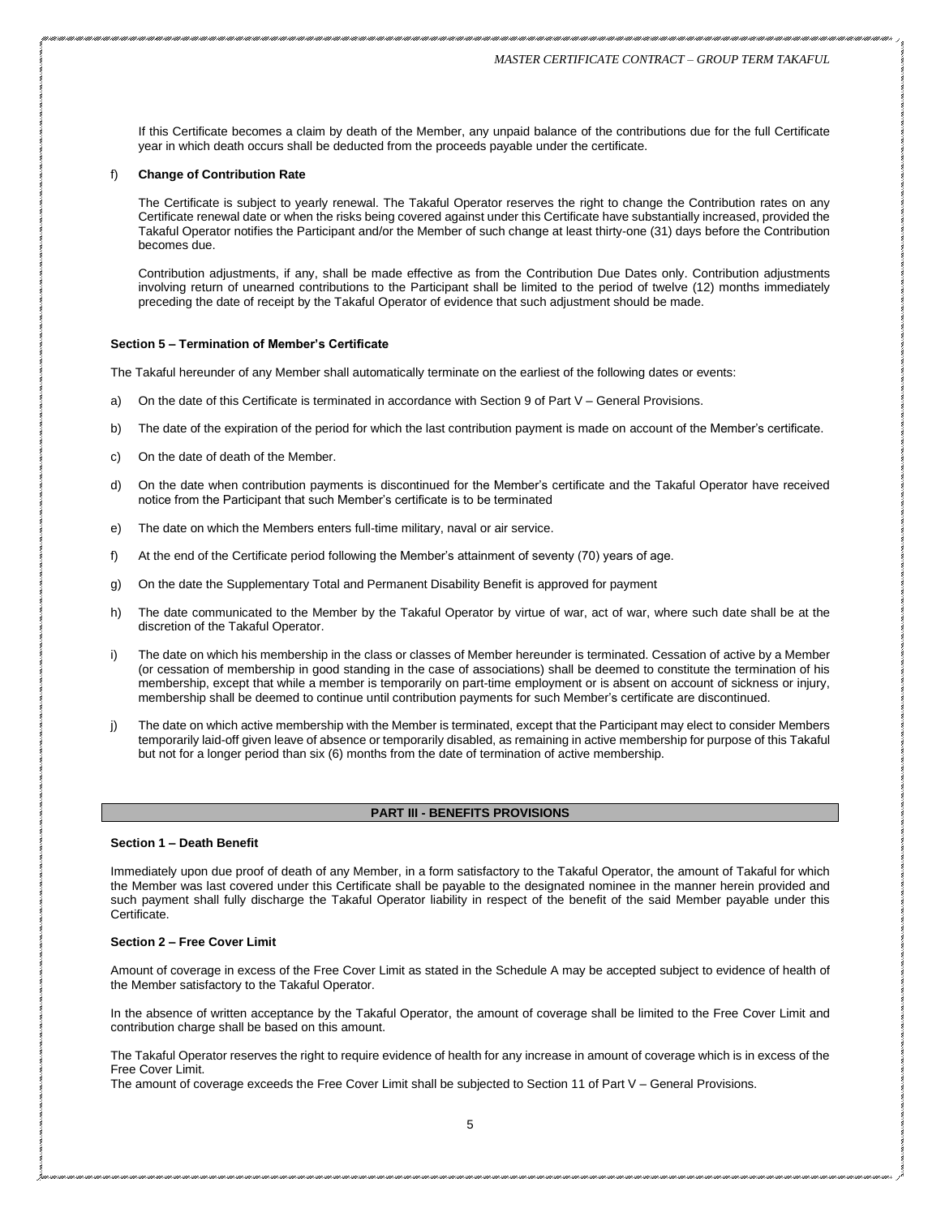If this Certificate becomes a claim by death of the Member, any unpaid balance of the contributions due for the full Certificate year in which death occurs shall be deducted from the proceeds payable under the certificate.

f) **Change of Contribution Rate**

The Certificate is subject to yearly renewal. The Takaful Operator reserves the right to change the Contribution rates on any Certificate renewal date or when the risks being covered against under this Certificate have substantially increased, provided the Takaful Operator notifies the Participant and/or the Member of such change at least thirty-one (31) days before the Contribution becomes due.

Contribution adjustments, if any, shall be made effective as from the Contribution Due Dates only. Contribution adjustments involving return of unearned contributions to the Participant shall be limited to the period of twelve (12) months immediately preceding the date of receipt by the Takaful Operator of evidence that such adjustment should be made.

**Section 5 – Termination of Member's Certificate**

The Takaful hereunder of any Member shall automatically terminate on the earliest of the following dates or events:

a) On the date of this Certificate is terminated in accordance with Section 9 of Part V – General Provisions.

b) The date of the expiration of the period for which the last contribution payment is made on account of the Member's certificate.

c) On the date of death of the Member.

d) On the date when contribution payments is discontinued for the Member's certificate and the Takaful Operator have received notice from the Participant that such Member's certificate is to be terminated

e) The date on which the Members enters full-time military, naval or air service.

f) At the end of the Certificate period following the Member's attainment of seventy (70) years of age.

g) On the date the Supplementary Total and Permanent Disability Benefit is approved for payment

h) The date communicated to the Member by the Takaful Operator by virtue of war, act of war, where such date shall be at the discretion of the Takaful Operator.

i) The date on which his membership in the class or classes of Member hereunder is terminated. Cessation of active by a Member (or cessation of membership in good standing in the case of associations) shall be deemed to constitute the termination of his membership, except that while a member is temporarily on part-time employment or is absent on account of sickness or injury, membership shall be deemed to continue until contribution payments for such Member's certificate are discontinued.

j) The date on which active membership with the Member is terminated, except that the Participant may elect to consider Members temporarily laid-off given leave of absence or temporarily disabled, as remaining in active membership for purpose of this Takaful but not for a longer period than six (6) months from the date of termination of active membership.

## PART III - BENEFITS PROVISIONS

**Section 1 – Death Benefit**

Immediately upon due proof of death of any Member, in a form satisfactory to the Takaful Operator, the amount of Takaful for which the Member was last covered under this Certificate shall be payable to the designated nominee in the manner herein provided and such payment shall fully discharge the Takaful Operator liability in respect of the benefit of the said Member payable under this Certificate.

**Section 2 – Free Cover Limit**

Amount of coverage in excess of the Free Cover Limit as stated in the Schedule A may be accepted subject to evidence of health of the Member satisfactory to the Takaful Operator.

In the absence of written acceptance by the Takaful Operator, the amount of coverage shall be limited to the Free Cover Limit and contribution charge shall be based on this amount.

The Takaful Operator reserves the right to require evidence of health for any increase in amount of coverage which is in excess of the Free Cover Limit.
The amount of coverage exceeds the Free Cover Limit shall be subjected to Section 11 of Part V – General Provisions.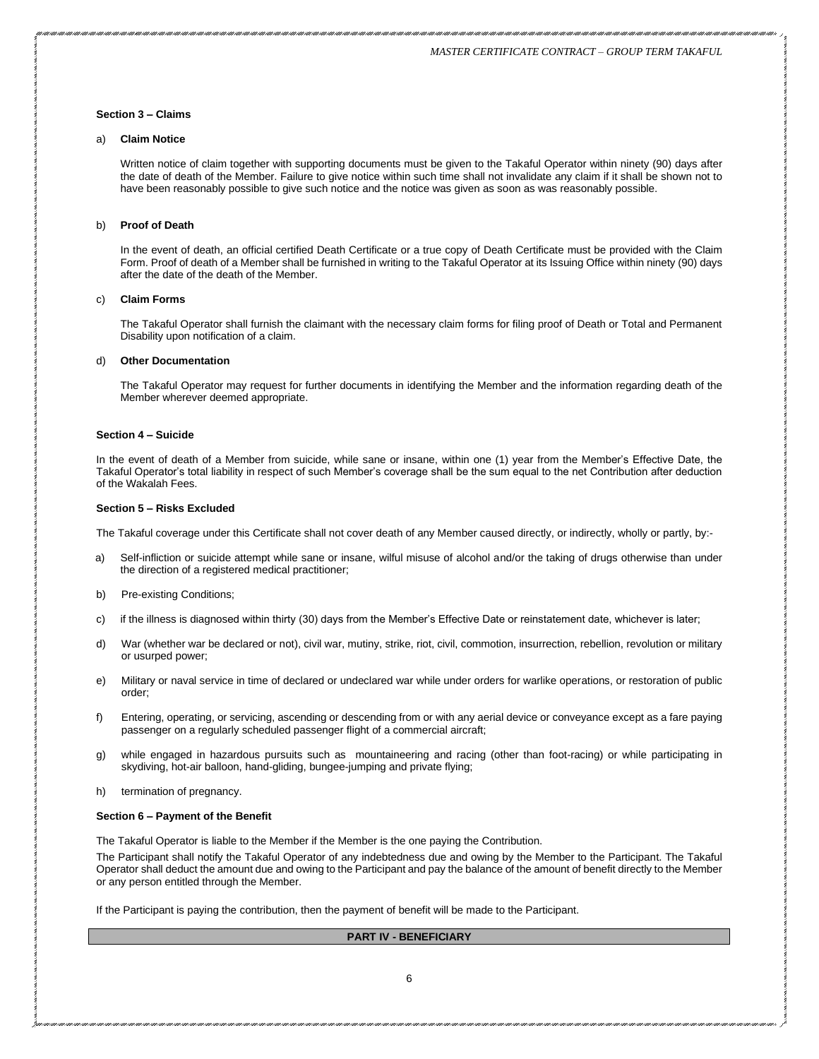### Section 3 – Claims

a) **Claim Notice**

Written notice of claim together with supporting documents must be given to the Takaful Operator within ninety (90) days after the date of death of the Member. Failure to give notice within such time shall not invalidate any claim if it shall be shown not to have been reasonably possible to give such notice and the notice was given as soon as was reasonably possible.

b) **Proof of Death**

In the event of death, an official certified Death Certificate or a true copy of Death Certificate must be provided with the Claim Form. Proof of death of a Member shall be furnished in writing to the Takaful Operator at its Issuing Office within ninety (90) days after the date of the death of the Member.

c) **Claim Forms**

The Takaful Operator shall furnish the claimant with the necessary claim forms for filing proof of Death or Total and Permanent Disability upon notification of a claim.

d) **Other Documentation**

The Takaful Operator may request for further documents in identifying the Member and the information regarding death of the Member wherever deemed appropriate.

### Section 4 – Suicide

In the event of death of a Member from suicide, while sane or insane, within one (1) year from the Member's Effective Date, the Takaful Operator's total liability in respect of such Member's coverage shall be the sum equal to the net Contribution after deduction of the Wakalah Fees.

### Section 5 – Risks Excluded

The Takaful coverage under this Certificate shall not cover death of any Member caused directly, or indirectly, wholly or partly, by:-

a) Self-infliction or suicide attempt while sane or insane, wilful misuse of alcohol and/or the taking of drugs otherwise than under the direction of a registered medical practitioner;

b) Pre-existing Conditions;

c) if the illness is diagnosed within thirty (30) days from the Member's Effective Date or reinstatement date, whichever is later;

d) War (whether war be declared or not), civil war, mutiny, strike, riot, civil, commotion, insurrection, rebellion, revolution or military or usurped power;

e) Military or naval service in time of declared or undeclared war while under orders for warlike operations, or restoration of public order;

f) Entering, operating, or servicing, ascending or descending from or with any aerial device or conveyance except as a fare paying passenger on a regularly scheduled passenger flight of a commercial aircraft;

g) while engaged in hazardous pursuits such as mountaineering and racing (other than foot-racing) or while participating in skydiving, hot-air balloon, hand-gliding, bungee-jumping and private flying;

h) termination of pregnancy.

### Section 6 – Payment of the Benefit

The Takaful Operator is liable to the Member if the Member is the one paying the Contribution.

The Participant shall notify the Takaful Operator of any indebtedness due and owing by the Member to the Participant. The Takaful Operator shall deduct the amount due and owing to the Participant and pay the balance of the amount of benefit directly to the Member or any person entitled through the Member.

If the Participant is paying the contribution, then the payment of benefit will be made to the Participant.

## PART IV - BENEFICIARY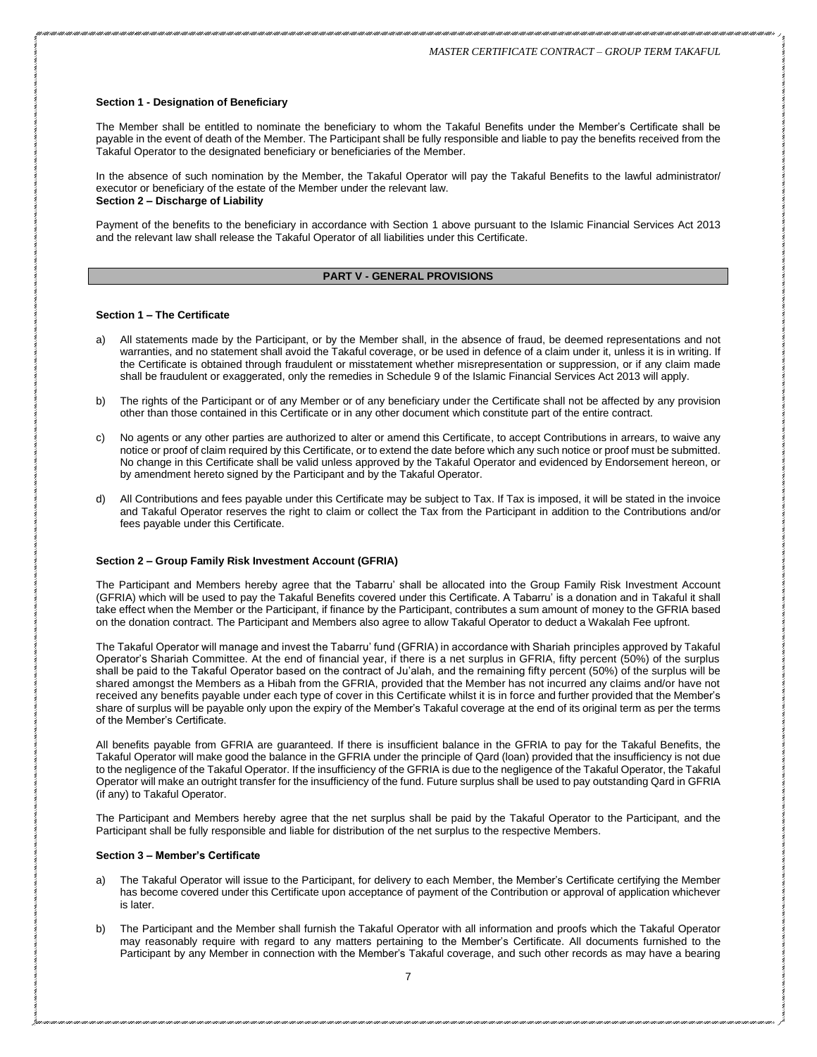**Section 1 - Designation of Beneficiary**

The Member shall be entitled to nominate the beneficiary to whom the Takaful Benefits under the Member's Certificate shall be payable in the event of death of the Member. The Participant shall be fully responsible and liable to pay the benefits received from the Takaful Operator to the designated beneficiary or beneficiaries of the Member.

In the absence of such nomination by the Member, the Takaful Operator will pay the Takaful Benefits to the lawful administrator/ executor or beneficiary of the estate of the Member under the relevant law.

**Section 2 – Discharge of Liability**

Payment of the benefits to the beneficiary in accordance with Section 1 above pursuant to the Islamic Financial Services Act 2013 and the relevant law shall release the Takaful Operator of all liabilities under this Certificate.

## PART V - GENERAL PROVISIONS

**Section 1 – The Certificate**

a) All statements made by the Participant, or by the Member shall, in the absence of fraud, be deemed representations and not warranties, and no statement shall avoid the Takaful coverage, or be used in defence of a claim under it, unless it is in writing. If the Certificate is obtained through fraudulent or misstatement whether misrepresentation or suppression, or if any claim made shall be fraudulent or exaggerated, only the remedies in Schedule 9 of the Islamic Financial Services Act 2013 will apply.

b) The rights of the Participant or of any Member or of any beneficiary under the Certificate shall not be affected by any provision other than those contained in this Certificate or in any other document which constitute part of the entire contract.

c) No agents or any other parties are authorized to alter or amend this Certificate, to accept Contributions in arrears, to waive any notice or proof of claim required by this Certificate, or to extend the date before which any such notice or proof must be submitted. No change in this Certificate shall be valid unless approved by the Takaful Operator and evidenced by Endorsement hereon, or by amendment hereto signed by the Participant and by the Takaful Operator.

d) All Contributions and fees payable under this Certificate may be subject to Tax. If Tax is imposed, it will be stated in the invoice and Takaful Operator reserves the right to claim or collect the Tax from the Participant in addition to the Contributions and/or fees payable under this Certificate.

**Section 2 – Group Family Risk Investment Account (GFRIA)**

The Participant and Members hereby agree that the Tabarru' shall be allocated into the Group Family Risk Investment Account (GFRIA) which will be used to pay the Takaful Benefits covered under this Certificate. A Tabarru' is a donation and in Takaful it shall take effect when the Member or the Participant, if finance by the Participant, contributes a sum amount of money to the GFRIA based on the donation contract. The Participant and Members also agree to allow Takaful Operator to deduct a Wakalah Fee upfront.

The Takaful Operator will manage and invest the Tabarru' fund (GFRIA) in accordance with Shariah principles approved by Takaful Operator's Shariah Committee. At the end of financial year, if there is a net surplus in GFRIA, fifty percent (50%) of the surplus shall be paid to the Takaful Operator based on the contract of Ju'alah, and the remaining fifty percent (50%) of the surplus will be shared amongst the Members as a Hibah from the GFRIA, provided that the Member has not incurred any claims and/or have not received any benefits payable under each type of cover in this Certificate whilst it is in force and further provided that the Member's share of surplus will be payable only upon the expiry of the Member's Takaful coverage at the end of its original term as per the terms of the Member's Certificate.

All benefits payable from GFRIA are guaranteed. If there is insufficient balance in the GFRIA to pay for the Takaful Benefits, the Takaful Operator will make good the balance in the GFRIA under the principle of Qard (loan) provided that the insufficiency is not due to the negligence of the Takaful Operator. If the insufficiency of the GFRIA is due to the negligence of the Takaful Operator, the Takaful Operator will make an outright transfer for the insufficiency of the fund. Future surplus shall be used to pay outstanding Qard in GFRIA (if any) to Takaful Operator.

The Participant and Members hereby agree that the net surplus shall be paid by the Takaful Operator to the Participant, and the Participant shall be fully responsible and liable for distribution of the net surplus to the respective Members.

**Section 3 – Member's Certificate**

a) The Takaful Operator will issue to the Participant, for delivery to each Member, the Member's Certificate certifying the Member has become covered under this Certificate upon acceptance of payment of the Contribution or approval of application whichever is later.

b) The Participant and the Member shall furnish the Takaful Operator with all information and proofs which the Takaful Operator may reasonably require with regard to any matters pertaining to the Member's Certificate. All documents furnished to the Participant by any Member in connection with the Member's Takaful coverage, and such other records as may have a bearing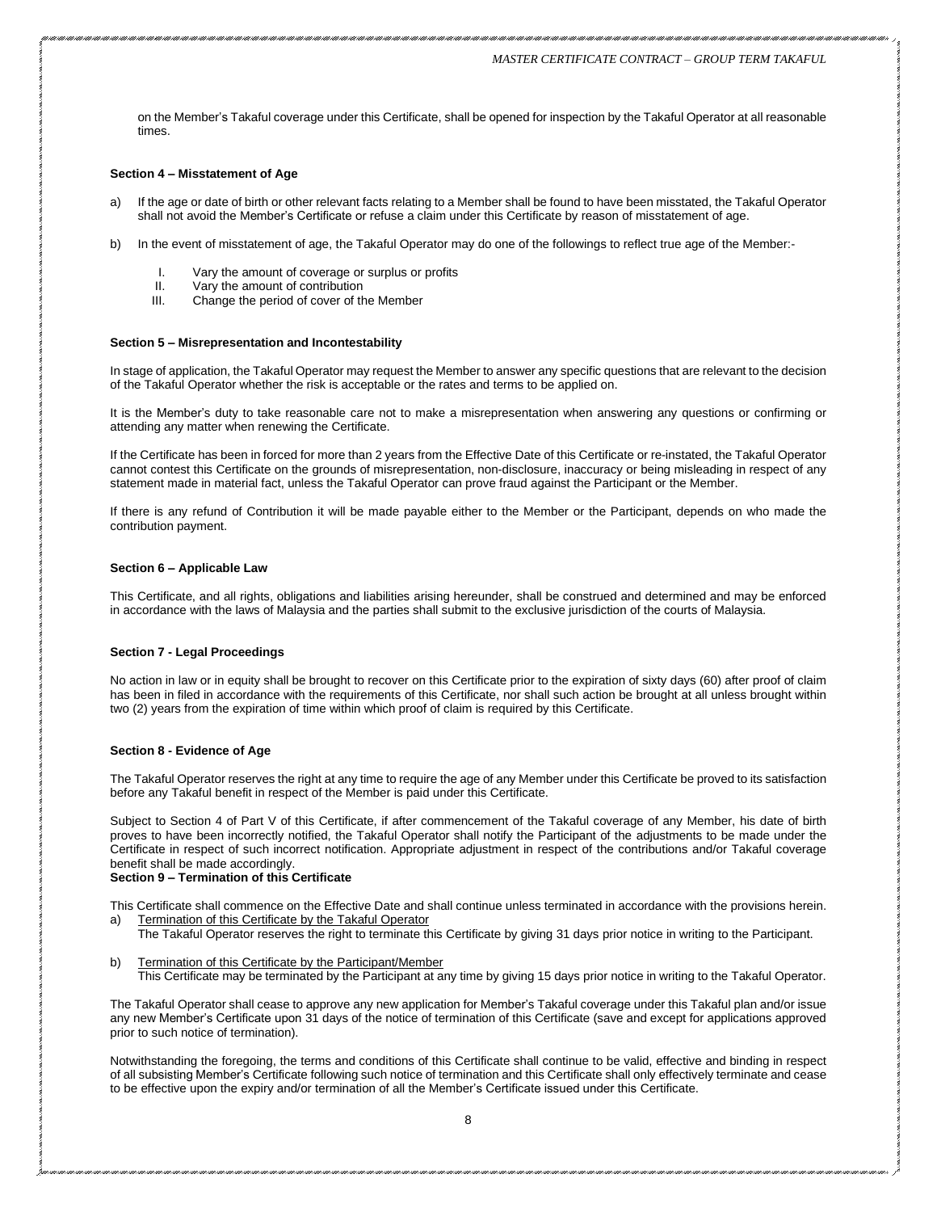on the Member's Takaful coverage under this Certificate, shall be opened for inspection by the Takaful Operator at all reasonable times.

**Section 4 – Misstatement of Age**

a) If the age or date of birth or other relevant facts relating to a Member shall be found to have been misstated, the Takaful Operator shall not avoid the Member's Certificate or refuse a claim under this Certificate by reason of misstatement of age.

b) In the event of misstatement of age, the Takaful Operator may do one of the followings to reflect true age of the Member:-

   I. Vary the amount of coverage or surplus or profits
   II. Vary the amount of contribution
   III. Change the period of cover of the Member

**Section 5 – Misrepresentation and Incontestability**

In stage of application, the Takaful Operator may request the Member to answer any specific questions that are relevant to the decision of the Takaful Operator whether the risk is acceptable or the rates and terms to be applied on.

It is the Member's duty to take reasonable care not to make a misrepresentation when answering any questions or confirming or attending any matter when renewing the Certificate.

If the Certificate has been in forced for more than 2 years from the Effective Date of this Certificate or re-instated, the Takaful Operator cannot contest this Certificate on the grounds of misrepresentation, non-disclosure, inaccuracy or being misleading in respect of any statement made in material fact, unless the Takaful Operator can prove fraud against the Participant or the Member.

If there is any refund of Contribution it will be made payable either to the Member or the Participant, depends on who made the contribution payment.

**Section 6 – Applicable Law**

This Certificate, and all rights, obligations and liabilities arising hereunder, shall be construed and determined and may be enforced in accordance with the laws of Malaysia and the parties shall submit to the exclusive jurisdiction of the courts of Malaysia.

**Section 7 - Legal Proceedings**

No action in law or in equity shall be brought to recover on this Certificate prior to the expiration of sixty days (60) after proof of claim has been in filed in accordance with the requirements of this Certificate, nor shall such action be brought at all unless brought within two (2) years from the expiration of time within which proof of claim is required by this Certificate.

**Section 8 - Evidence of Age**

The Takaful Operator reserves the right at any time to require the age of any Member under this Certificate be proved to its satisfaction before any Takaful benefit in respect of the Member is paid under this Certificate.

Subject to Section 4 of Part V of this Certificate, if after commencement of the Takaful coverage of any Member, his date of birth proves to have been incorrectly notified, the Takaful Operator shall notify the Participant of the adjustments to be made under the Certificate in respect of such incorrect notification. Appropriate adjustment in respect of the contributions and/or Takaful coverage benefit shall be made accordingly.

**Section 9 – Termination of this Certificate**

This Certificate shall commence on the Effective Date and shall continue unless terminated in accordance with the provisions herein.

a) Termination of this Certificate by the Takaful Operator
   The Takaful Operator reserves the right to terminate this Certificate by giving 31 days prior notice in writing to the Participant.

b) Termination of this Certificate by the Participant/Member
   This Certificate may be terminated by the Participant at any time by giving 15 days prior notice in writing to the Takaful Operator.

The Takaful Operator shall cease to approve any new application for Member's Takaful coverage under this Takaful plan and/or issue any new Member's Certificate upon 31 days of the notice of termination of this Certificate (save and except for applications approved prior to such notice of termination).

Notwithstanding the foregoing, the terms and conditions of this Certificate shall continue to be valid, effective and binding in respect of all subsisting Member's Certificate following such notice of termination and this Certificate shall only effectively terminate and cease to be effective upon the expiry and/or termination of all the Member's Certificate issued under this Certificate.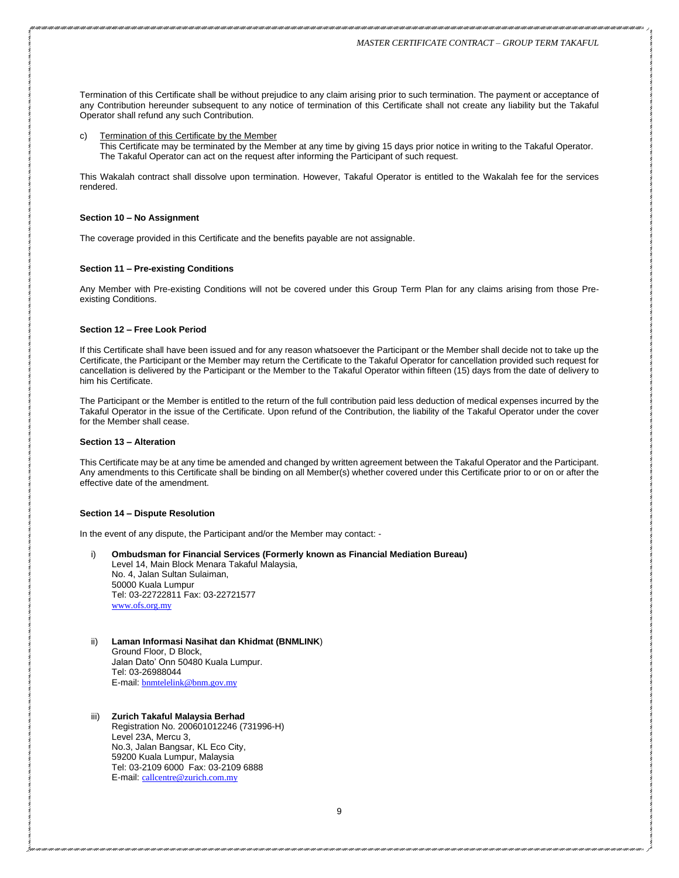Termination of this Certificate shall be without prejudice to any claim arising prior to such termination. The payment or acceptance of any Contribution hereunder subsequent to any notice of termination of this Certificate shall not create any liability but the Takaful Operator shall refund any such Contribution.

c) Termination of this Certificate by the Member
   This Certificate may be terminated by the Member at any time by giving 15 days prior notice in writing to the Takaful Operator. The Takaful Operator can act on the request after informing the Participant of such request.

This Wakalah contract shall dissolve upon termination. However, Takaful Operator is entitled to the Wakalah fee for the services rendered.

**Section 10 – No Assignment**

The coverage provided in this Certificate and the benefits payable are not assignable.

**Section 11 – Pre-existing Conditions**

Any Member with Pre-existing Conditions will not be covered under this Group Term Plan for any claims arising from those Pre-existing Conditions.

**Section 12 – Free Look Period**

If this Certificate shall have been issued and for any reason whatsoever the Participant or the Member shall decide not to take up the Certificate, the Participant or the Member may return the Certificate to the Takaful Operator for cancellation provided such request for cancellation is delivered by the Participant or the Member to the Takaful Operator within fifteen (15) days from the date of delivery to him his Certificate.

The Participant or the Member is entitled to the return of the full contribution paid less deduction of medical expenses incurred by the Takaful Operator in the issue of the Certificate. Upon refund of the Contribution, the liability of the Takaful Operator under the cover for the Member shall cease.

**Section 13 – Alteration**

This Certificate may be at any time be amended and changed by written agreement between the Takaful Operator and the Participant. Any amendments to this Certificate shall be binding on all Member(s) whether covered under this Certificate prior to or on or after the effective date of the amendment.

**Section 14 – Dispute Resolution**

In the event of any dispute, the Participant and/or the Member may contact: -

i) **Ombudsman for Financial Services (Formerly known as Financial Mediation Bureau)**
   Level 14, Main Block Menara Takaful Malaysia,
   No. 4, Jalan Sultan Sulaiman,
   50000 Kuala Lumpur
   Tel: 03-22722811 Fax: 03-22721577
   www.ofs.org.my

ii) **Laman Informasi Nasihat dan Khidmat (BNMLINK**)
   Ground Floor, D Block,
   Jalan Dato' Onn 50480 Kuala Lumpur.
   Tel: 03-26988044
   E-mail: bnmtelelink@bnm.gov.my

iii) **Zurich Takaful Malaysia Berhad**
   Registration No. 200601012246 (731996-H)
   Level 23A, Mercu 3,
   No.3, Jalan Bangsar, KL Eco City,
   59200 Kuala Lumpur, Malaysia
   Tel: 03-2109 6000 Fax: 03-2109 6888
   E-mail: callcentre@zurich.com.my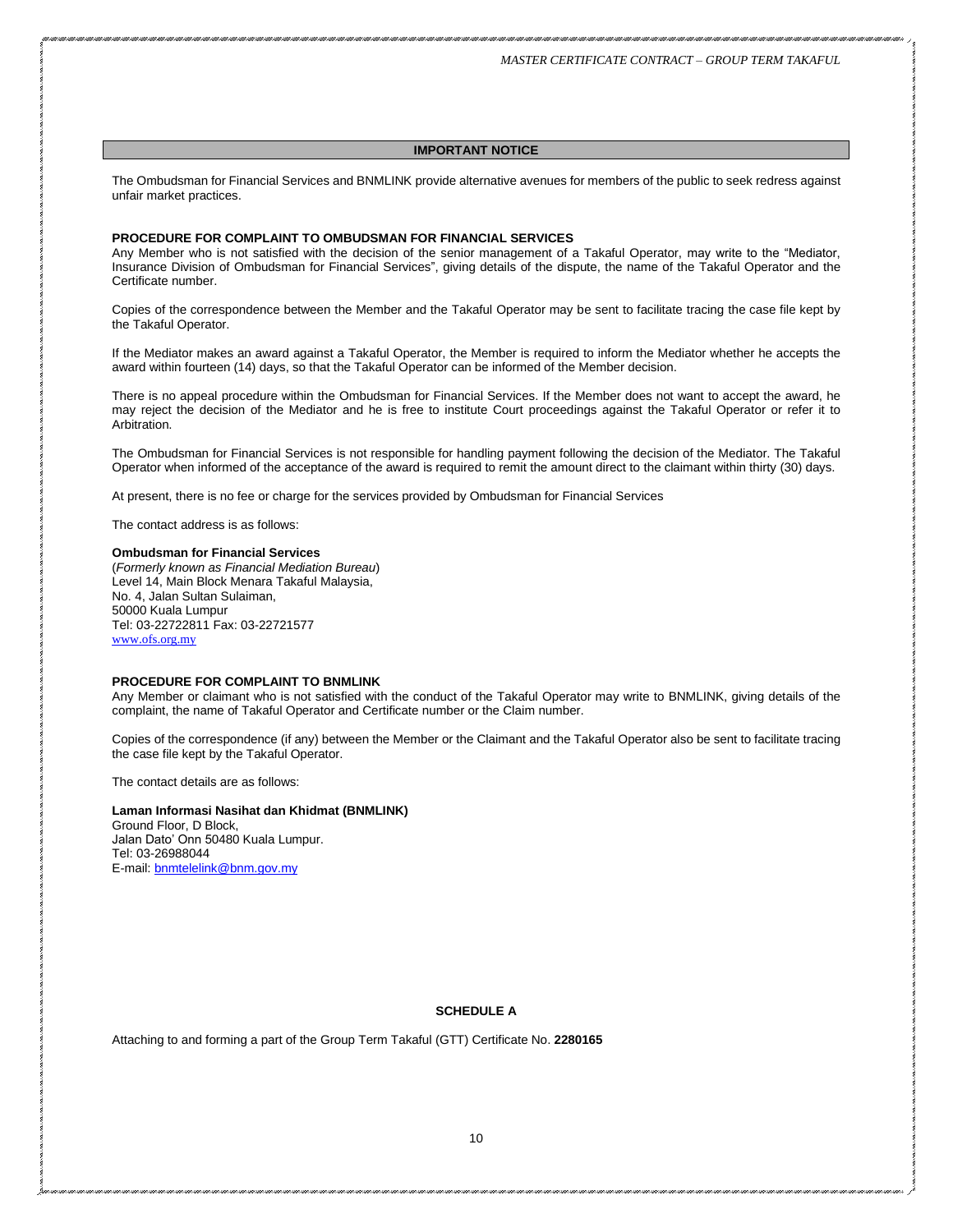## IMPORTANT NOTICE

The Ombudsman for Financial Services and BNMLINK provide alternative avenues for members of the public to seek redress against unfair market practices.

**PROCEDURE FOR COMPLAINT TO OMBUDSMAN FOR FINANCIAL SERVICES**

Any Member who is not satisfied with the decision of the senior management of a Takaful Operator, may write to the "Mediator, Insurance Division of Ombudsman for Financial Services", giving details of the dispute, the name of the Takaful Operator and the Certificate number.

Copies of the correspondence between the Member and the Takaful Operator may be sent to facilitate tracing the case file kept by the Takaful Operator.

If the Mediator makes an award against a Takaful Operator, the Member is required to inform the Mediator whether he accepts the award within fourteen (14) days, so that the Takaful Operator can be informed of the Member decision.

There is no appeal procedure within the Ombudsman for Financial Services. If the Member does not want to accept the award, he may reject the decision of the Mediator and he is free to institute Court proceedings against the Takaful Operator or refer it to Arbitration.

The Ombudsman for Financial Services is not responsible for handling payment following the decision of the Mediator. The Takaful Operator when informed of the acceptance of the award is required to remit the amount direct to the claimant within thirty (30) days.

At present, there is no fee or charge for the services provided by Ombudsman for Financial Services

The contact address is as follows:

**Ombudsman for Financial Services**
(*Formerly known as Financial Mediation Bureau*)
Level 14, Main Block Menara Takaful Malaysia,
No. 4, Jalan Sultan Sulaiman,
50000 Kuala Lumpur
Tel: 03-22722811 Fax: 03-22721577
www.ofs.org.my

**PROCEDURE FOR COMPLAINT TO BNMLINK**

Any Member or claimant who is not satisfied with the conduct of the Takaful Operator may write to BNMLINK, giving details of the complaint, the name of Takaful Operator and Certificate number or the Claim number.

Copies of the correspondence (if any) between the Member or the Claimant and the Takaful Operator also be sent to facilitate tracing the case file kept by the Takaful Operator.

The contact details are as follows:

**Laman Informasi Nasihat dan Khidmat (BNMLINK)**
Ground Floor, D Block,
Jalan Dato' Onn 50480 Kuala Lumpur.
Tel: 03-26988044
E-mail: bnmtelelink@bnm.gov.my

## SCHEDULE A

Attaching to and forming a part of the Group Term Takaful (GTT) Certificate No. **2280165**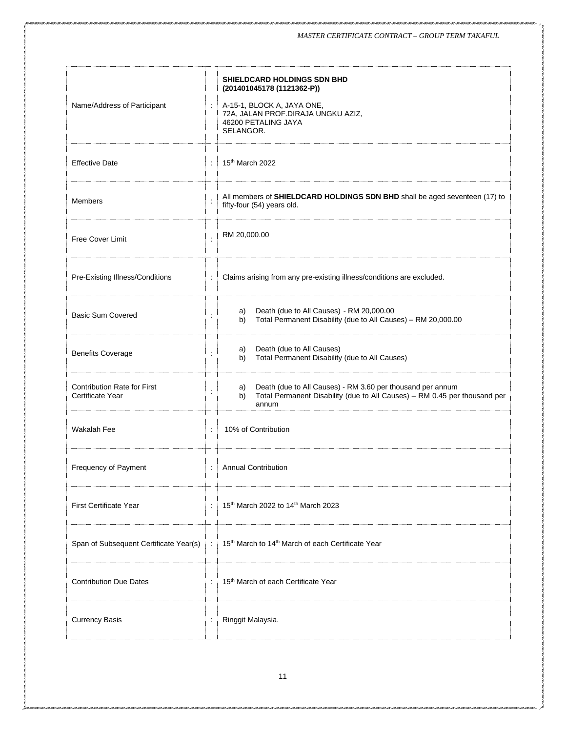| | | |
|---|---|---|
| Name/Address of Participant | : | **SHIELDCARD HOLDINGS SDN BHD (201401045178 (1121362-P))**<br><br>A-15-1, BLOCK A, JAYA ONE,<br>72A, JALAN PROF.DIRAJA UNGKU AZIZ,<br>46200 PETALING JAYA<br>SELANGOR. |
| Effective Date | : | 15th March 2022 |
| Members | : | All members of **SHIELDCARD HOLDINGS SDN BHD** shall be aged seventeen (17) to fifty-four (54) years old. |
| Free Cover Limit | : | RM 20,000.00 |
| Pre-Existing Illness/Conditions | : | Claims arising from any pre-existing illness/conditions are excluded. |
| Basic Sum Covered | : | a) Death (due to All Causes) - RM 20,000.00<br>b) Total Permanent Disability (due to All Causes) – RM 20,000.00 |
| Benefits Coverage | : | a) Death (due to All Causes)<br>b) Total Permanent Disability (due to All Causes) |
| Contribution Rate for First Certificate Year | : | a) Death (due to All Causes) - RM 3.60 per thousand per annum<br>b) Total Permanent Disability (due to All Causes) – RM 0.45 per thousand per annum |
| Wakalah Fee | : | 10% of Contribution |
| Frequency of Payment | : | Annual Contribution |
| First Certificate Year | : | 15th March 2022 to 14th March 2023 |
| Span of Subsequent Certificate Year(s) | : | 15th March to 14th March of each Certificate Year |
| Contribution Due Dates | : | 15th March of each Certificate Year |
| Currency Basis | : | Ringgit Malaysia. |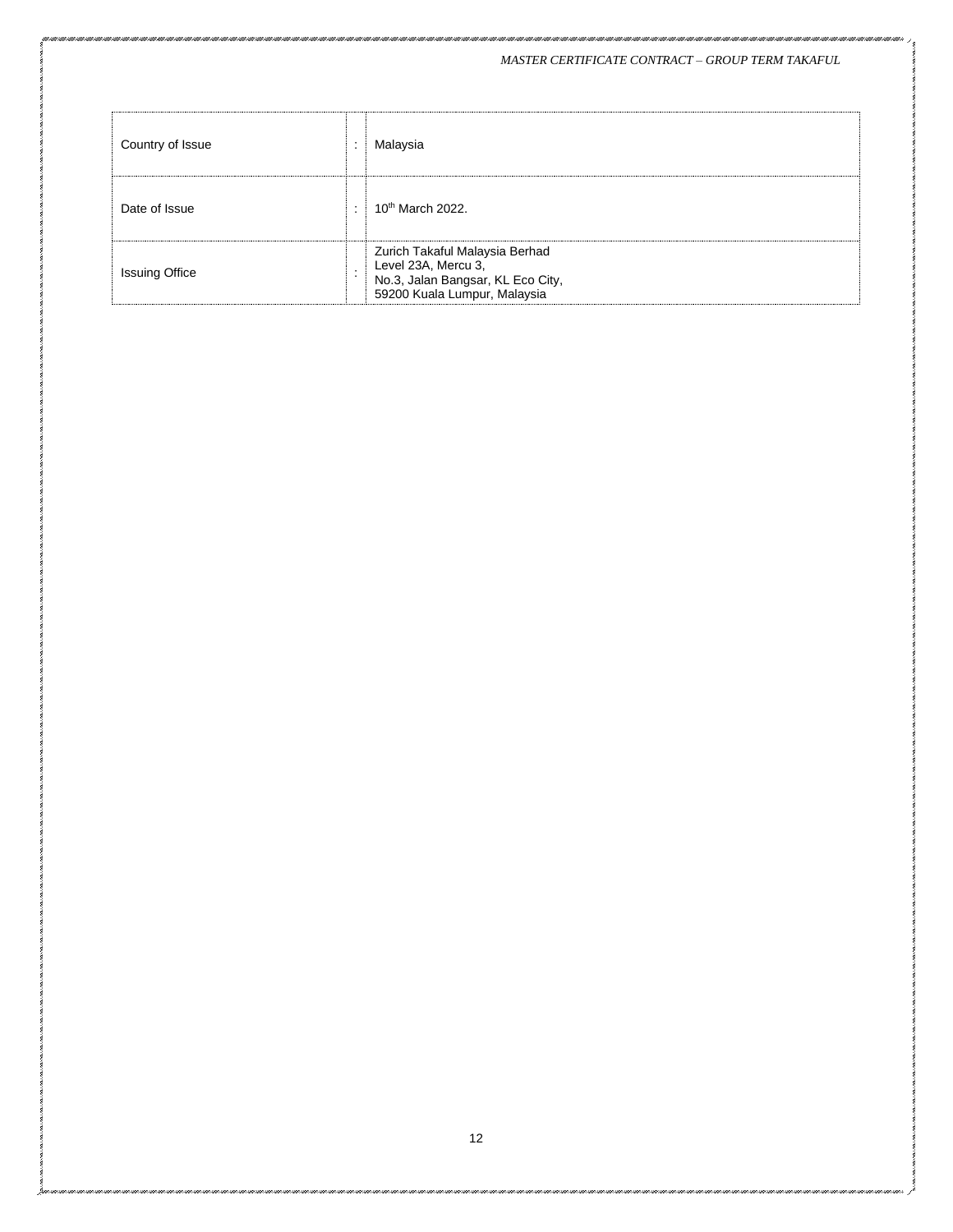| Country of Issue | : | Malaysia |
|---|---|---|
| Date of Issue | : | 10th March 2022. |
| Issuing Office | : | Zurich Takaful Malaysia Berhad<br>Level 23A, Mercu 3,<br>No.3, Jalan Bangsar, KL Eco City,<br>59200 Kuala Lumpur, Malaysia |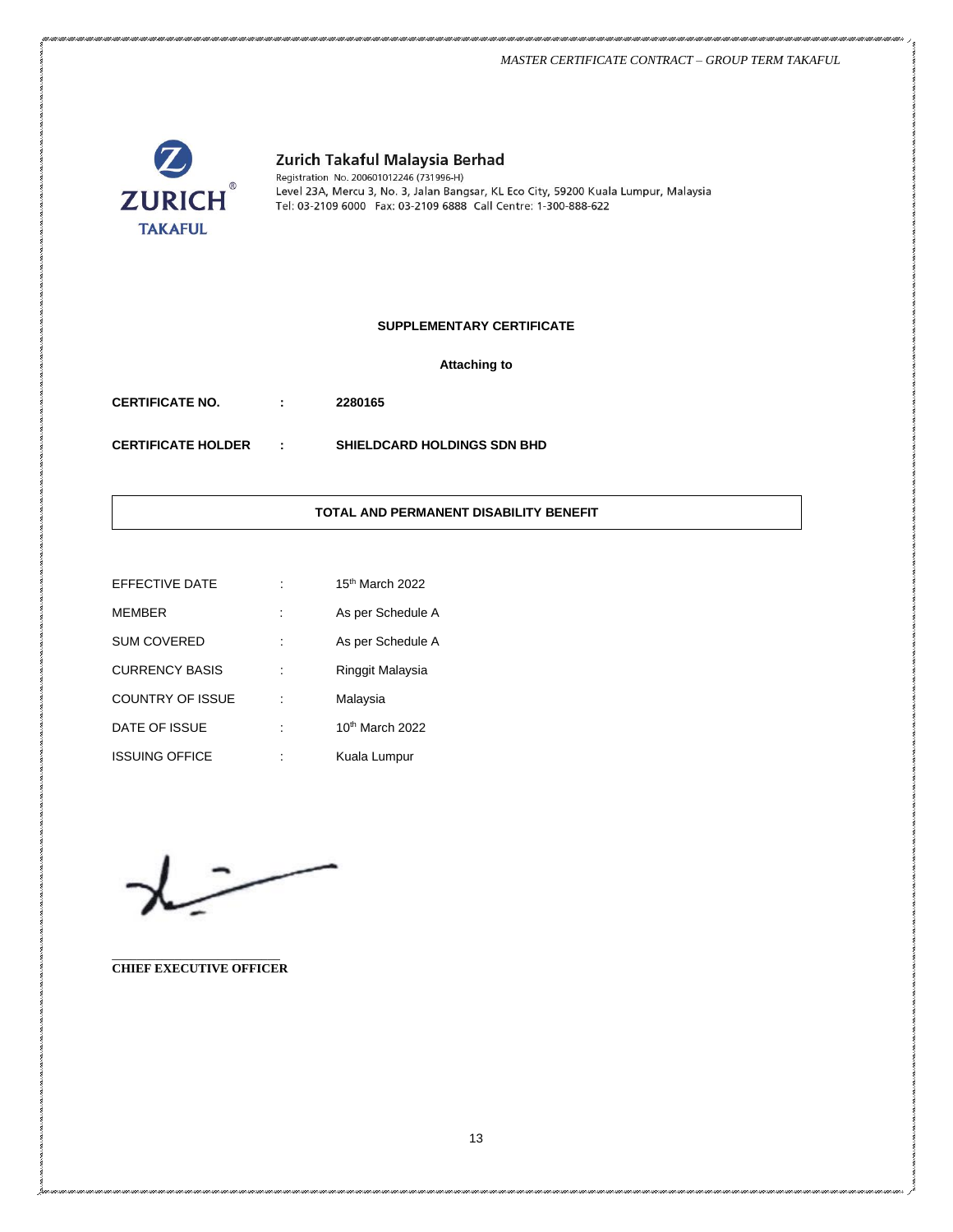**Zurich Takaful Malaysia Berhad**
Registration No. 200601012246 (731996-H)
Level 23A, Mercu 3, No. 3, Jalan Bangsar, KL Eco City, 59200 Kuala Lumpur, Malaysia
Tel: 03-2109 6000 Fax: 03-2109 6888 Call Centre: 1-300-888-622

## SUPPLEMENTARY CERTIFICATE

**Attaching to**

**CERTIFICATE NO. : 2280165**

**CERTIFICATE HOLDER : SHIELDCARD HOLDINGS SDN BHD**

## TOTAL AND PERMANENT DISABILITY BENEFIT

| | | |
|---|---|---|
| EFFECTIVE DATE | : | 15th March 2022 |
| MEMBER | : | As per Schedule A |
| SUM COVERED | : | As per Schedule A |
| CURRENCY BASIS | : | Ringgit Malaysia |
| COUNTRY OF ISSUE | : | Malaysia |
| DATE OF ISSUE | : | 10th March 2022 |
| ISSUING OFFICE | : | Kuala Lumpur |

**CHIEF EXECUTIVE OFFICER**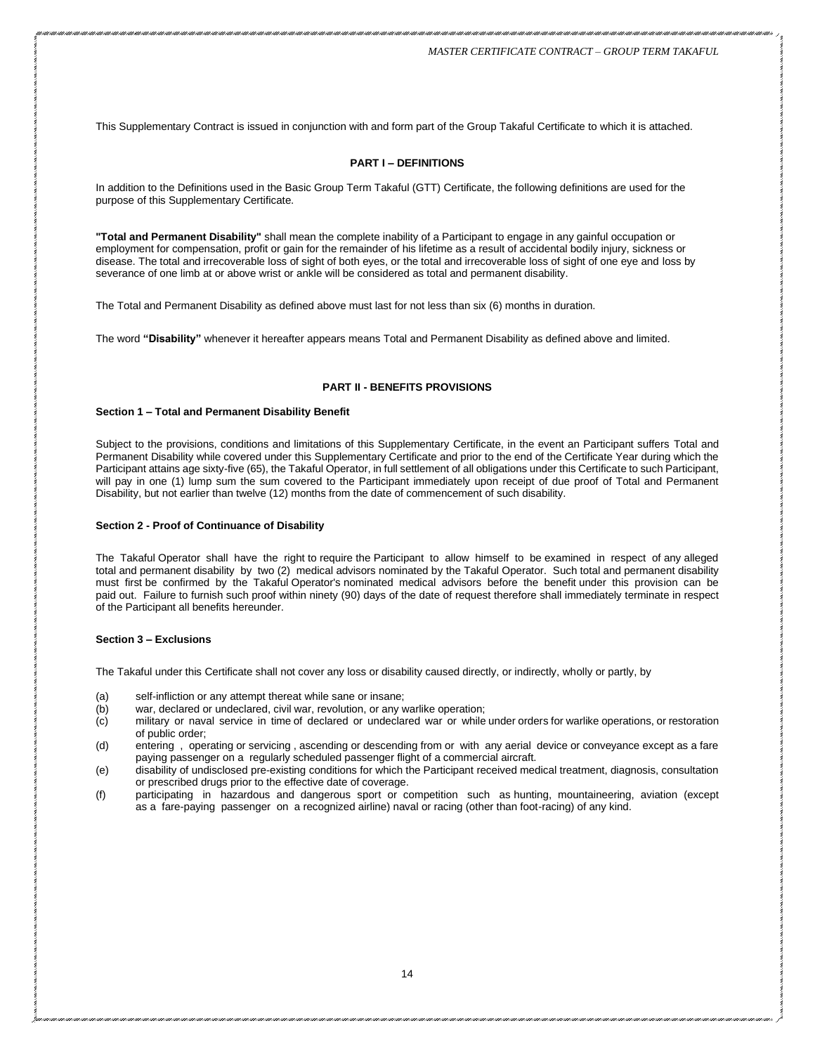This Supplementary Contract is issued in conjunction with and form part of the Group Takaful Certificate to which it is attached.

## PART I – DEFINITIONS

In addition to the Definitions used in the Basic Group Term Takaful (GTT) Certificate, the following definitions are used for the purpose of this Supplementary Certificate.

**"Total and Permanent Disability"** shall mean the complete inability of a Participant to engage in any gainful occupation or employment for compensation, profit or gain for the remainder of his lifetime as a result of accidental bodily injury, sickness or disease. The total and irrecoverable loss of sight of both eyes, or the total and irrecoverable loss of sight of one eye and loss by severance of one limb at or above wrist or ankle will be considered as total and permanent disability.

The Total and Permanent Disability as defined above must last for not less than six (6) months in duration.

The word **"Disability"** whenever it hereafter appears means Total and Permanent Disability as defined above and limited.

## PART II - BENEFITS PROVISIONS

### Section 1 – Total and Permanent Disability Benefit

Subject to the provisions, conditions and limitations of this Supplementary Certificate, in the event an Participant suffers Total and Permanent Disability while covered under this Supplementary Certificate and prior to the end of the Certificate Year during which the Participant attains age sixty-five (65), the Takaful Operator, in full settlement of all obligations under this Certificate to such Participant, will pay in one (1) lump sum the sum covered to the Participant immediately upon receipt of due proof of Total and Permanent Disability, but not earlier than twelve (12) months from the date of commencement of such disability.

### Section 2 - Proof of Continuance of Disability

The Takaful Operator shall have the right to require the Participant to allow himself to be examined in respect of any alleged total and permanent disability by two (2) medical advisors nominated by the Takaful Operator. Such total and permanent disability must first be confirmed by the Takaful Operator's nominated medical advisors before the benefit under this provision can be paid out. Failure to furnish such proof within ninety (90) days of the date of request therefore shall immediately terminate in respect of the Participant all benefits hereunder.

### Section 3 – Exclusions

The Takaful under this Certificate shall not cover any loss or disability caused directly, or indirectly, wholly or partly, by

(a) self-infliction or any attempt thereat while sane or insane;

(b) war, declared or undeclared, civil war, revolution, or any warlike operation;

(c) military or naval service in time of declared or undeclared war or while under orders for warlike operations, or restoration of public order;

(d) entering , operating or servicing , ascending or descending from or with any aerial device or conveyance except as a fare paying passenger on a regularly scheduled passenger flight of a commercial aircraft.

(e) disability of undisclosed pre-existing conditions for which the Participant received medical treatment, diagnosis, consultation or prescribed drugs prior to the effective date of coverage.

(f) participating in hazardous and dangerous sport or competition such as hunting, mountaineering, aviation (except as a fare-paying passenger on a recognized airline) naval or racing (other than foot-racing) of any kind.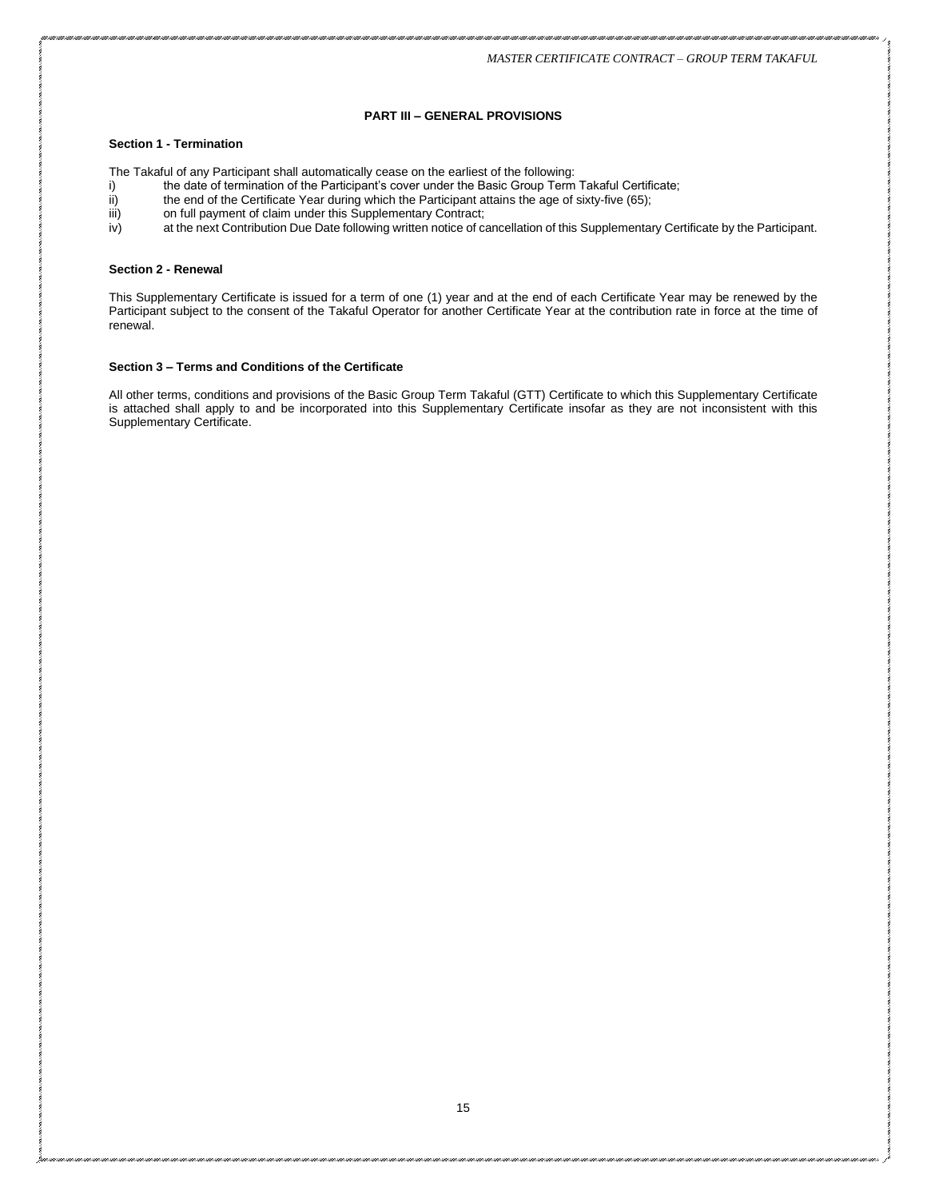## PART III – GENERAL PROVISIONS

**Section 1 - Termination**

The Takaful of any Participant shall automatically cease on the earliest of the following:

i) the date of termination of the Participant's cover under the Basic Group Term Takaful Certificate;
ii) the end of the Certificate Year during which the Participant attains the age of sixty-five (65);
iii) on full payment of claim under this Supplementary Contract;
iv) at the next Contribution Due Date following written notice of cancellation of this Supplementary Certificate by the Participant.

**Section 2 - Renewal**

This Supplementary Certificate is issued for a term of one (1) year and at the end of each Certificate Year may be renewed by the Participant subject to the consent of the Takaful Operator for another Certificate Year at the contribution rate in force at the time of renewal.

**Section 3 – Terms and Conditions of the Certificate**

All other terms, conditions and provisions of the Basic Group Term Takaful (GTT) Certificate to which this Supplementary Certificate is attached shall apply to and be incorporated into this Supplementary Certificate insofar as they are not inconsistent with this Supplementary Certificate.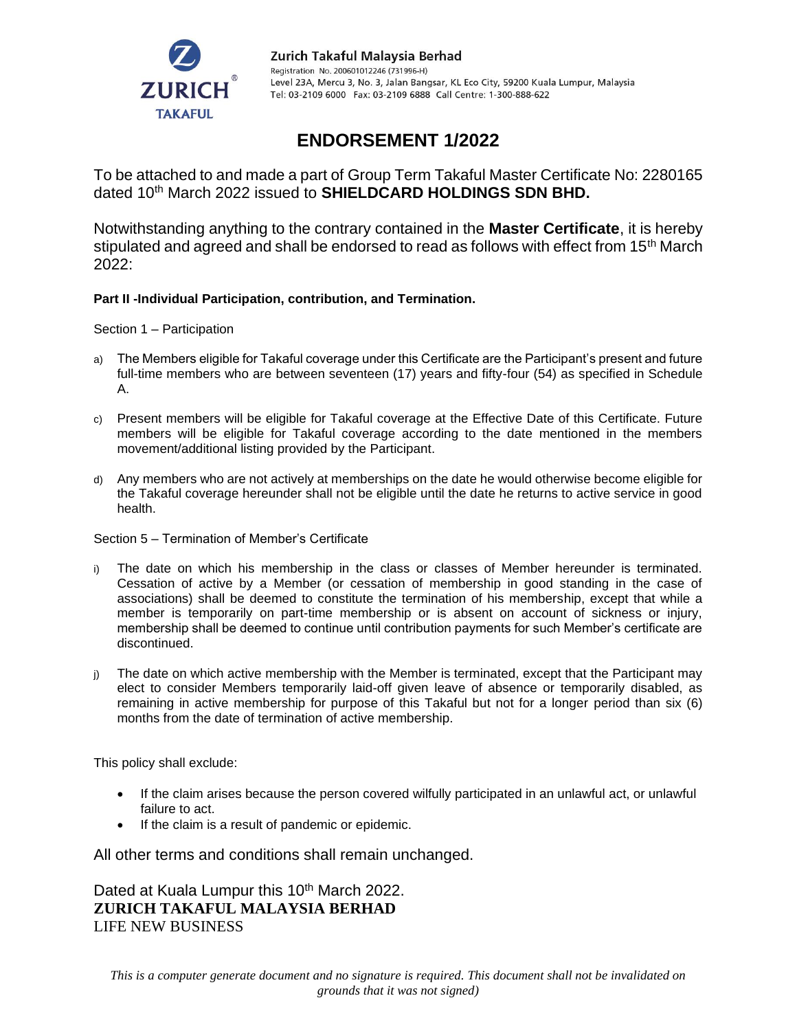**Zurich Takaful Malaysia Berhad**
Registration No. 200601012246 (731996-H)
Level 23A, Mercu 3, No. 3, Jalan Bangsar, KL Eco City, 59200 Kuala Lumpur, Malaysia
Tel: 03-2109 6000 Fax: 03-2109 6888 Call Centre: 1-300-888-622

# ENDORSEMENT 1/2022

To be attached to and made a part of Group Term Takaful Master Certificate No: 2280165 dated 10th March 2022 issued to **SHIELDCARD HOLDINGS SDN BHD.**

Notwithstanding anything to the contrary contained in the **Master Certificate**, it is hereby stipulated and agreed and shall be endorsed to read as follows with effect from 15th March 2022:

**Part II -Individual Participation, contribution, and Termination.**

Section 1 – Participation

a) The Members eligible for Takaful coverage under this Certificate are the Participant's present and future full-time members who are between seventeen (17) years and fifty-four (54) as specified in Schedule A.

c) Present members will be eligible for Takaful coverage at the Effective Date of this Certificate. Future members will be eligible for Takaful coverage according to the date mentioned in the members movement/additional listing provided by the Participant.

d) Any members who are not actively at memberships on the date he would otherwise become eligible for the Takaful coverage hereunder shall not be eligible until the date he returns to active service in good health.

Section 5 – Termination of Member's Certificate

i) The date on which his membership in the class or classes of Member hereunder is terminated. Cessation of active by a Member (or cessation of membership in good standing in the case of associations) shall be deemed to constitute the termination of his membership, except that while a member is temporarily on part-time membership or is absent on account of sickness or injury, membership shall be deemed to continue until contribution payments for such Member's certificate are discontinued.

j) The date on which active membership with the Member is terminated, except that the Participant may elect to consider Members temporarily laid-off given leave of absence or temporarily disabled, as remaining in active membership for purpose of this Takaful but not for a longer period than six (6) months from the date of termination of active membership.

This policy shall exclude:

- If the claim arises because the person covered wilfully participated in an unlawful act, or unlawful failure to act.
- If the claim is a result of pandemic or epidemic.

All other terms and conditions shall remain unchanged.

Dated at Kuala Lumpur this 10th March 2022.
**ZURICH TAKAFUL MALAYSIA BERHAD**
LIFE NEW BUSINESS

*This is a computer generate document and no signature is required. This document shall not be invalidated on grounds that it was not signed)*